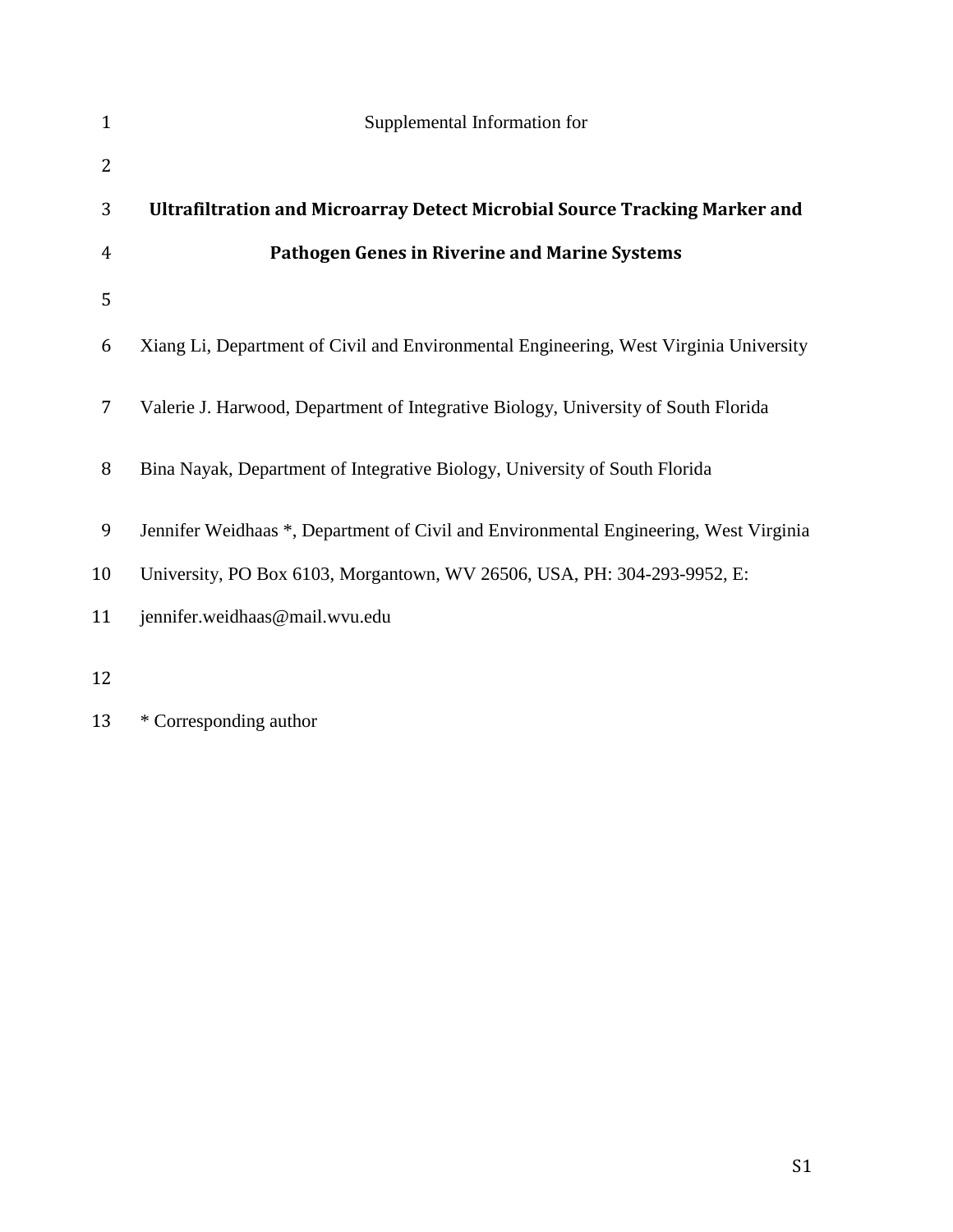Supplemental Information for

# Ultrafiltration and Microarray Detect Microbial Source Tracking Marker and Pathogen Genes in Riverine and Marine Systems

Xiang Li, Department of Civil and Environmental Engineering, West Virginia University

Valerie J. Harwood, Department of Integrative Biology, University of South Florida

Bina Nayak, Department of Integrative Biology, University of South Florida

Jennifer Weidhaas *, Department of Civil and Environmental Engineering, West Virginia University, PO Box 6103, Morgantown, WV 26506, USA, PH: 304-293-9952, E: jennifer.weidhaas@mail.wvu.edu

* Corresponding author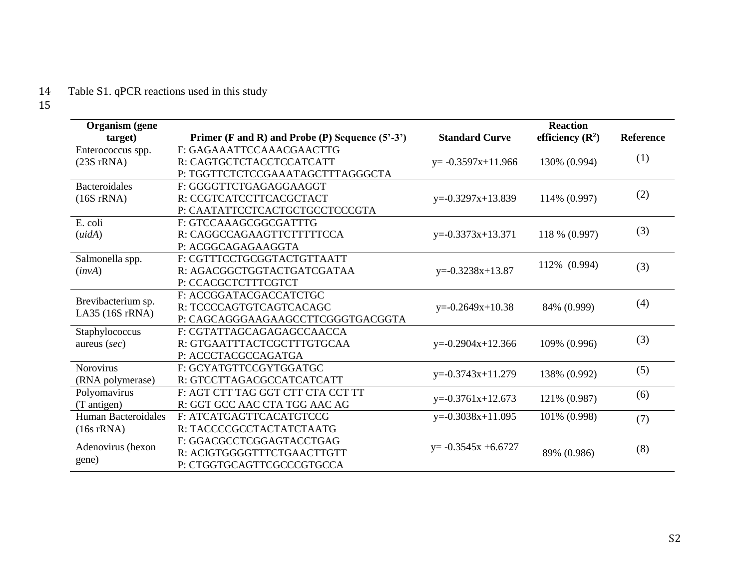Table S1. qPCR reactions used in this study

| Organism (gene target) | Primer (F and R) and Probe (P) Sequence (5'-3') | Standard Curve | Reaction efficiency ($R^2$) | Reference |
|---|---|---|---|---|
| Enterococcus spp. (23S rRNA) | F: GAGAAATTCCAAACGAACTTG<br>R: CAGTGCTCTACCTCCATCATT<br>P: TGGTTCTCTCCGAAATAGCTTTAGGGCTA | y= -0.3597x+11.966 | 130% (0.994) | (1) |
| Bacteroidales (16S rRNA) | F: GGGGTTCTGAGAGGAAGGT<br>R: CCGTCATCCTTCACGCTACT<br>P: CAATATTCCTCACTGCTGCCTCCCGTA | y=-0.3297x+13.839 | 114% (0.997) | (2) |
| E. coli (*uidA*) | F: GTCCAAAGCGGCGATTTG<br>R: CAGGCCAGAAGTTCTTTTTCCA<br>P: ACGGCAGAGAAGGTA | y=-0.3373x+13.371 | 118 % (0.997) | (3) |
| Salmonella spp. (*invA*) | F: CGTTTCCTGCGGTACTGTTAATT<br>R: AGACGGCTGGTACTGATCGATAA<br>P: CCACGCTCTTTCGTCT | y=-0.3238x+13.87 | 112% (0.994) | (3) |
| Brevibacterium sp. LA35 (16S rRNA) | F: ACCGGATACGACCATCTGC<br>R: TCCCCAGTGTCAGTCACAGC<br>P: CAGCAGGGAAGAAGCCTTCGGGTGACGGTA | y=-0.2649x+10.38 | 84% (0.999) | (4) |
| Staphylococcus aureus (*sec*) | F: CGTATTAGCAGAGAGCCAACCA<br>R: GTGAATTTACTCGCTTTGTGCAA<br>P: ACCCTACGCCAGATGA | y=-0.2904x+12.366 | 109% (0.996) | (3) |
| Norovirus (RNA polymerase) | F: GCYATGTTCCGYTGGATGC<br>R: GTCCTTAGACGCCATCATCATT | y=-0.3743x+11.279 | 138% (0.992) | (5) |
| Polyomavirus (T antigen) | F: AGT CTT TAG GGT CTT CTA CCT TT<br>R: GGT GCC AAC CTA TGG AAC AG | y=-0.3761x+12.673 | 121% (0.987) | (6) |
| Human Bacteroidales (16s rRNA) | F: ATCATGAGTTCACATGTCCG<br>R: TACCCCGCCTACTATCTAATG | y=-0.3038x+11.095 | 101% (0.998) | (7) |
| Adenovirus (hexon gene) | F: GGACGCCTCGGAGTACCTGAG<br>R: ACIGTGGGGTTTCTGAACTTGTT<br>P: CTGGTGCAGTTCGCCCGTGCCA | y= -0.3545x +6.6727 | 89% (0.986) | (8) |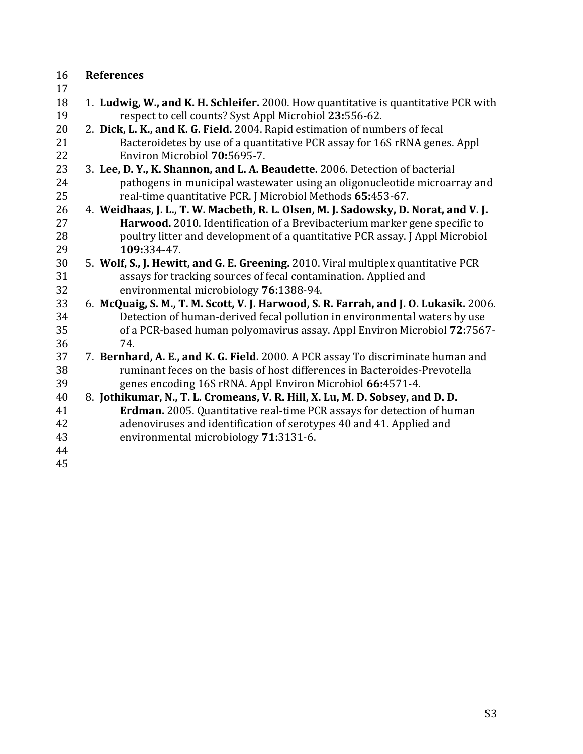## References

1. **Ludwig, W., and K. H. Schleifer.** 2000. How quantitative is quantitative PCR with respect to cell counts? Syst Appl Microbiol **23:**556-62.
2. **Dick, L. K., and K. G. Field.** 2004. Rapid estimation of numbers of fecal Bacteroidetes by use of a quantitative PCR assay for 16S rRNA genes. Appl Environ Microbiol **70:**5695-7.
3. **Lee, D. Y., K. Shannon, and L. A. Beaudette.** 2006. Detection of bacterial pathogens in municipal wastewater using an oligonucleotide microarray and real-time quantitative PCR. J Microbiol Methods **65:**453-67.
4. **Weidhaas, J. L., T. W. Macbeth, R. L. Olsen, M. J. Sadowsky, D. Norat, and V. J. Harwood.** 2010. Identification of a Brevibacterium marker gene specific to poultry litter and development of a quantitative PCR assay. J Appl Microbiol **109:**334-47.
5. **Wolf, S., J. Hewitt, and G. E. Greening.** 2010. Viral multiplex quantitative PCR assays for tracking sources of fecal contamination. Applied and environmental microbiology **76:**1388-94.
6. **McQuaig, S. M., T. M. Scott, V. J. Harwood, S. R. Farrah, and J. O. Lukasik.** 2006. Detection of human-derived fecal pollution in environmental waters by use of a PCR-based human polyomavirus assay. Appl Environ Microbiol **72:**7567-74.
7. **Bernhard, A. E., and K. G. Field.** 2000. A PCR assay To discriminate human and ruminant feces on the basis of host differences in Bacteroides-Prevotella genes encoding 16S rRNA. Appl Environ Microbiol **66:**4571-4.
8. **Jothikumar, N., T. L. Cromeans, V. R. Hill, X. Lu, M. D. Sobsey, and D. D. Erdman.** 2005. Quantitative real-time PCR assays for detection of human adenoviruses and identification of serotypes 40 and 41. Applied and environmental microbiology **71:**3131-6.